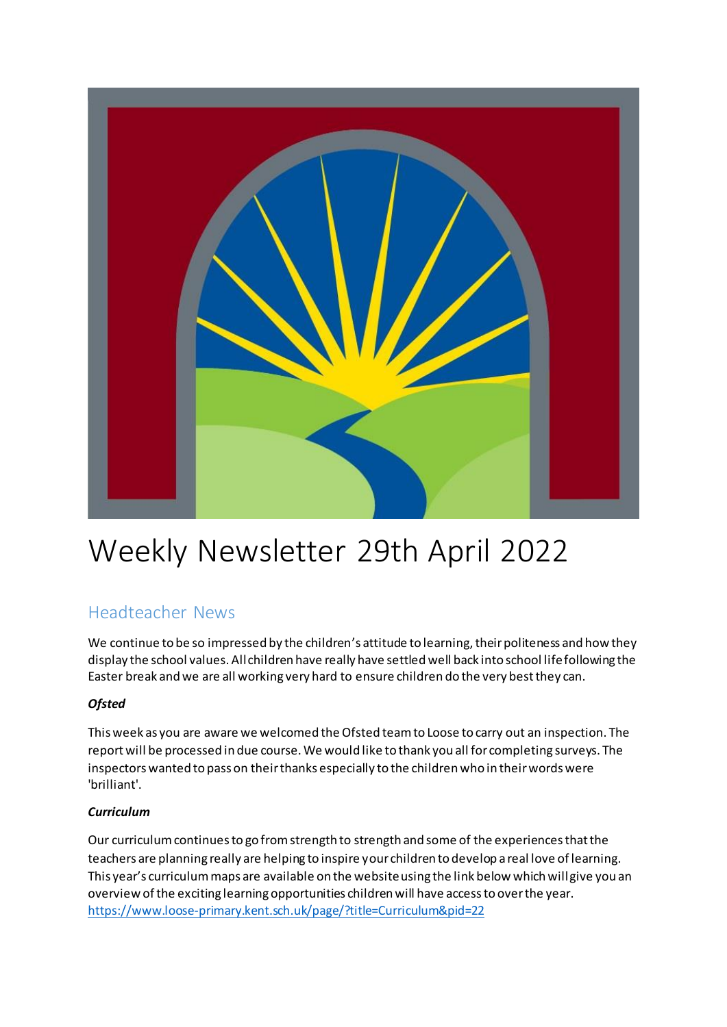# Weekly Newsletter 29th April 2022

## Headteacher News

We continue to be so impressed by the children's attitude to learning, their politeness and how they display the school values. All children have really have settled well back into school life following the Easter break and we are all working very hard to ensure children do the very best they can.

***Ofsted***

This week as you are aware we welcomed the Ofsted team to Loose to carry out an inspection. The report will be processed in due course. We would like to thank you all for completing surveys. The inspectors wanted to pass on their thanks especially to the children who in their words were 'brilliant'.

***Curriculum***

Our curriculum continues to go from strength to strength and some of the experiences that the teachers are planning really are helping to inspire your children to develop a real love of learning. This year's curriculum maps are available on the website using the link below which will give you an overview of the exciting learning opportunities children will have access to over the year.
[https://www.loose-primary.kent.sch.uk/page/?title=Curriculum&pid=22](https://www.loose-primary.kent.sch.uk/page/?title=Curriculum&pid=22)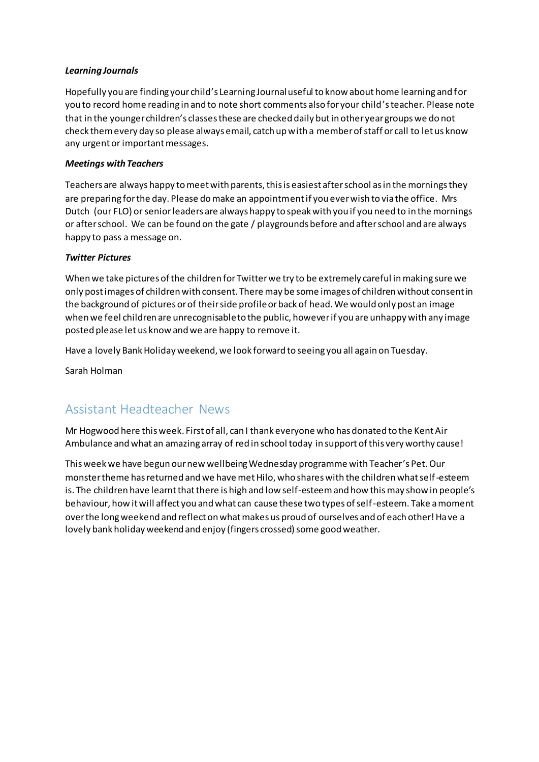***Learning Journals***

Hopefully you are finding your child's Learning Journal useful to know about home learning and for you to record home reading in and to note short comments also for your child's teacher. Please note that in the younger children's classes these are checked daily but in other year groups we do not check them every day so please always email, catch up with a member of staff or call to let us know any urgent or important messages.

***Meetings with Teachers***

Teachers are always happy to meet with parents, this is easiest after school as in the mornings they are preparing for the day. Please do make an appointment if you ever wish to via the office. Mrs Dutch (our FLO) or senior leaders are always happy to speak with you if you need to in the mornings or after school. We can be found on the gate / playgrounds before and after school and are always happy to pass a message on.

***Twitter Pictures***

When we take pictures of the children for Twitter we try to be extremely careful in making sure we only post images of children with consent. There may be some images of children without consent in the background of pictures or of their side profile or back of head. We would only post an image when we feel children are unrecognisable to the public, however if you are unhappy with any image posted please let us know and we are happy to remove it.

Have a lovely Bank Holiday weekend, we look forward to seeing you all again on Tuesday.

Sarah Holman

## Assistant Headteacher News

Mr Hogwood here this week. First of all, can I thank everyone who has donated to the Kent Air Ambulance and what an amazing array of red in school today in support of this very worthy cause!

This week we have begun our new wellbeing Wednesday programme with Teacher's Pet. Our monster theme has returned and we have met Hilo, who shares with the children what self-esteem is. The children have learnt that there is high and low self-esteem and how this may show in people's behaviour, how it will affect you and what can cause these two types of self-esteem. Take a moment over the long weekend and reflect on what makes us proud of ourselves and of each other! Have a lovely bank holiday weekend and enjoy (fingers crossed) some good weather.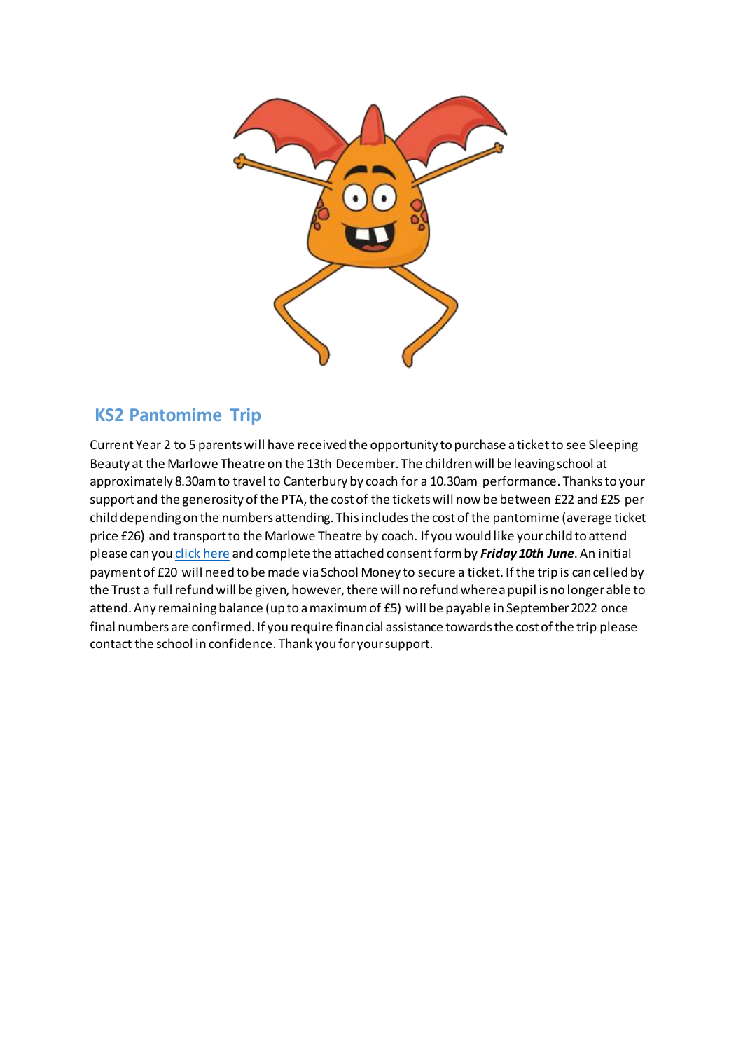## KS2 Pantomime Trip

Current Year 2 to 5 parents will have received the opportunity to purchase a ticket to see Sleeping Beauty at the Marlowe Theatre on the 13th December. The children will be leaving school at approximately 8.30am to travel to Canterbury by coach for a 10.30am performance. Thanks to your support and the generosity of the PTA, the cost of the tickets will now be between £22 and £25 per child depending on the numbers attending. This includes the cost of the pantomime (average ticket price £26) and transport to the Marlowe Theatre by coach. If you would like your child to attend please can you click here and complete the attached consent form by ***Friday 10th June***. An initial payment of £20 will need to be made via School Money to secure a ticket. If the trip is cancelled by the Trust a full refund will be given, however, there will no refund where a pupil is no longer able to attend. Any remaining balance (up to a maximum of £5) will be payable in September 2022 once final numbers are confirmed. If you require financial assistance towards the cost of the trip please contact the school in confidence. Thank you for your support.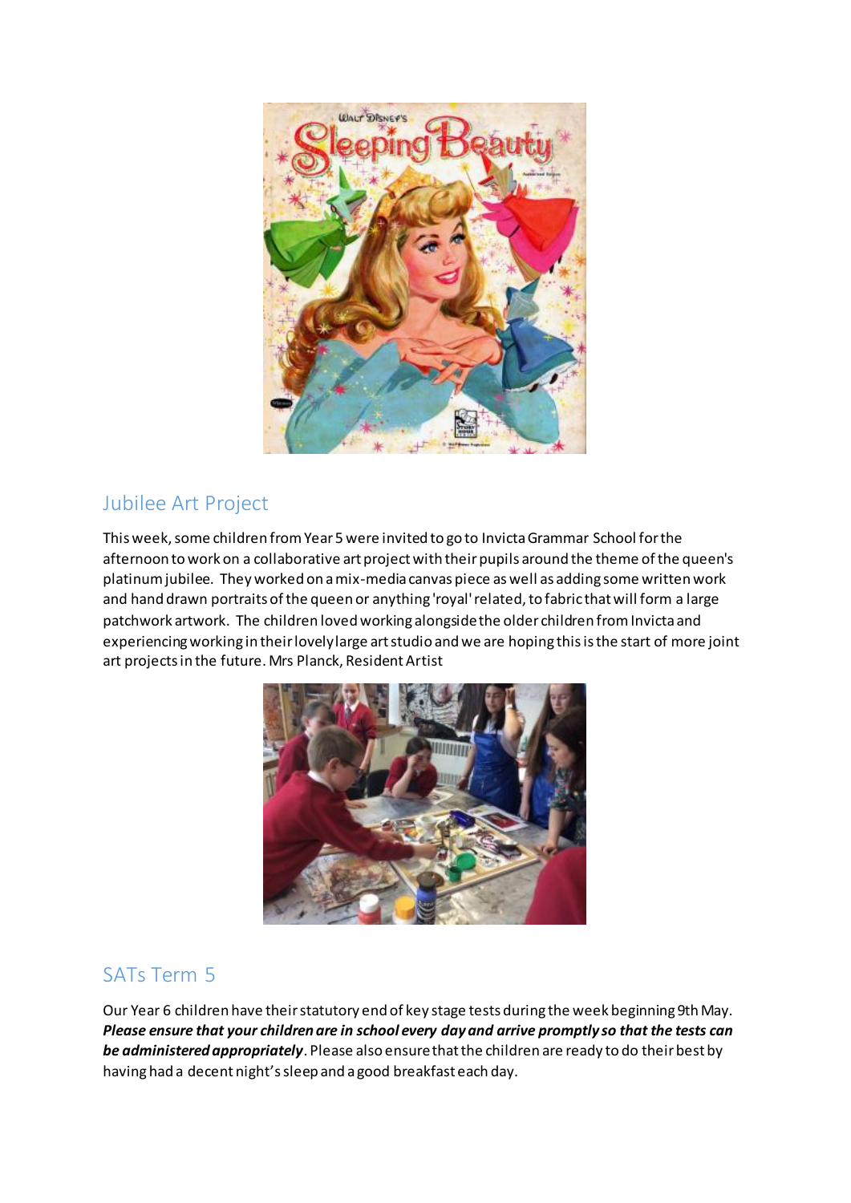## Jubilee Art Project

This week, some children from Year 5 were invited to go to Invicta Grammar School for the afternoon to work on a collaborative art project with their pupils around the theme of the queen's platinum jubilee. They worked on a mix-media canvas piece as well as adding some written work and hand drawn portraits of the queen or anything 'royal' related, to fabric that will form a large patchwork artwork. The children loved working alongside the older children from Invicta and experiencing working in their lovely large art studio and we are hoping this is the start of more joint art projects in the future. Mrs Planck, Resident Artist

## SATs Term 5

Our Year 6 children have their statutory end of key stage tests during the week beginning 9th May. ***Please ensure that your children are in school every day and arrive promptly so that the tests can be administered appropriately***. Please also ensure that the children are ready to do their best by having had a decent night's sleep and a good breakfast each day.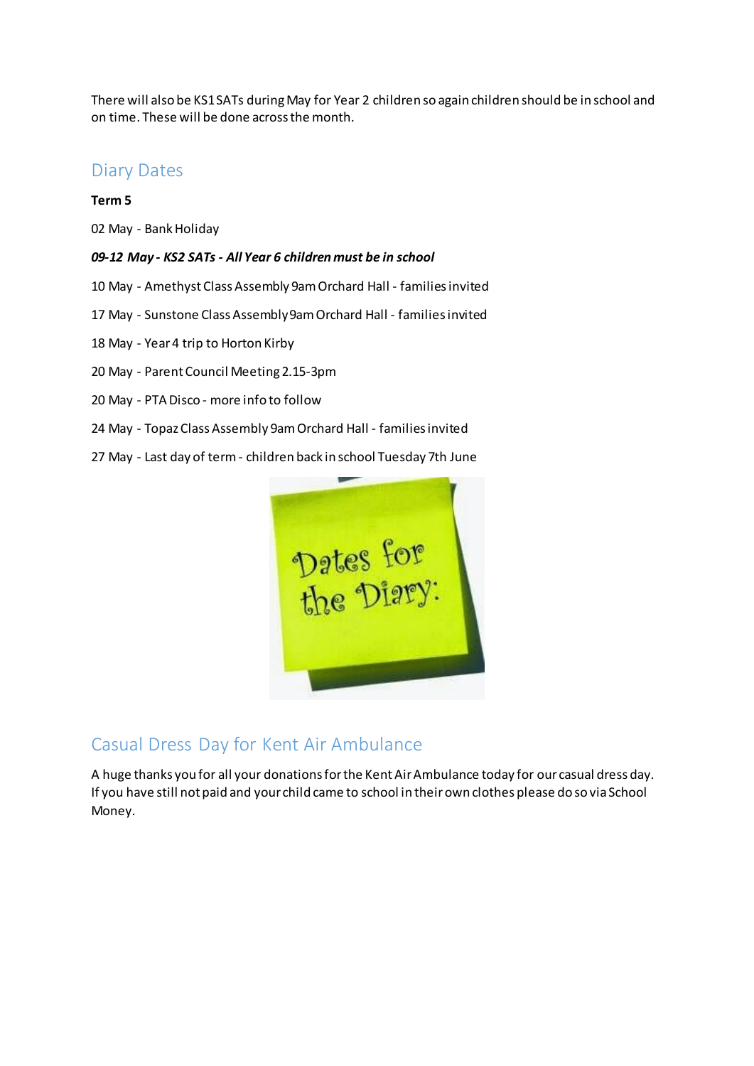There will also be KS1 SATs during May for Year 2 children so again children should be in school and on time. These will be done across the month.

## Diary Dates

**Term 5**

02 May - Bank Holiday

***09-12 May - KS2 SATs - All Year 6 children must be in school***

10 May - Amethyst Class Assembly 9am Orchard Hall - families invited

17 May - Sunstone Class Assembly 9am Orchard Hall - families invited

18 May - Year 4 trip to Horton Kirby

20 May - Parent Council Meeting 2.15-3pm

20 May - PTA Disco - more info to follow

24 May - Topaz Class Assembly 9am Orchard Hall - families invited

27 May - Last day of term - children back in school Tuesday 7th June

## Casual Dress Day for Kent Air Ambulance

A huge thanks you for all your donations for the Kent Air Ambulance today for our casual dress day. If you have still not paid and your child came to school in their own clothes please do so via School Money.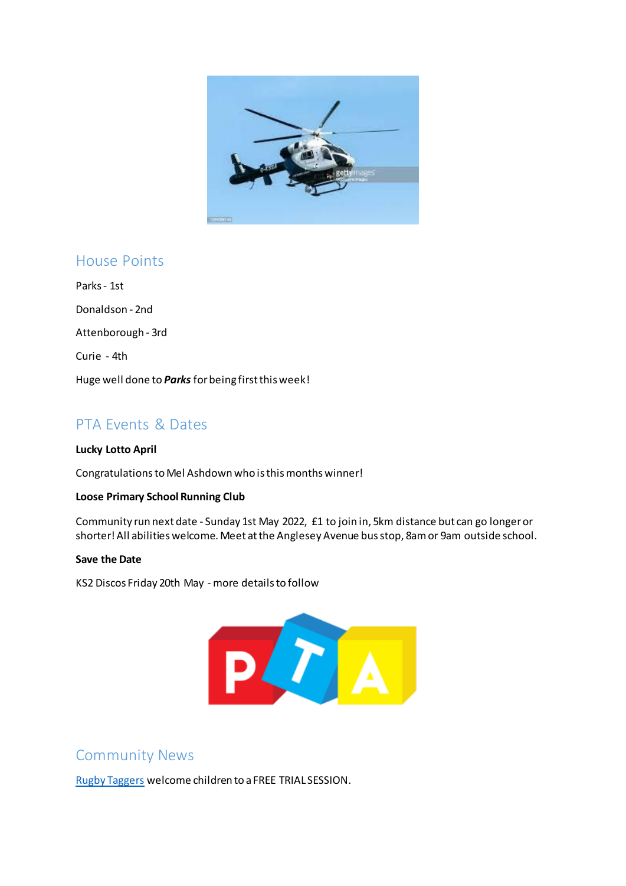## House Points

Parks - 1st

Donaldson - 2nd

Attenborough - 3rd

Curie - 4th

Huge well done to ***Parks*** for being first this week!

## PTA Events & Dates

**Lucky Lotto April**

Congratulations to Mel Ashdown who is this months winner!

**Loose Primary School Running Club**

Community run next date - Sunday 1st May 2022, £1 to join in, 5km distance but can go longer or shorter! All abilities welcome. Meet at the Anglesey Avenue bus stop, 8am or 9am outside school.

**Save the Date**

KS2 Discos Friday 20th May - more details to follow

## Community News

Rugby Taggers welcome children to a FREE TRIAL SESSION.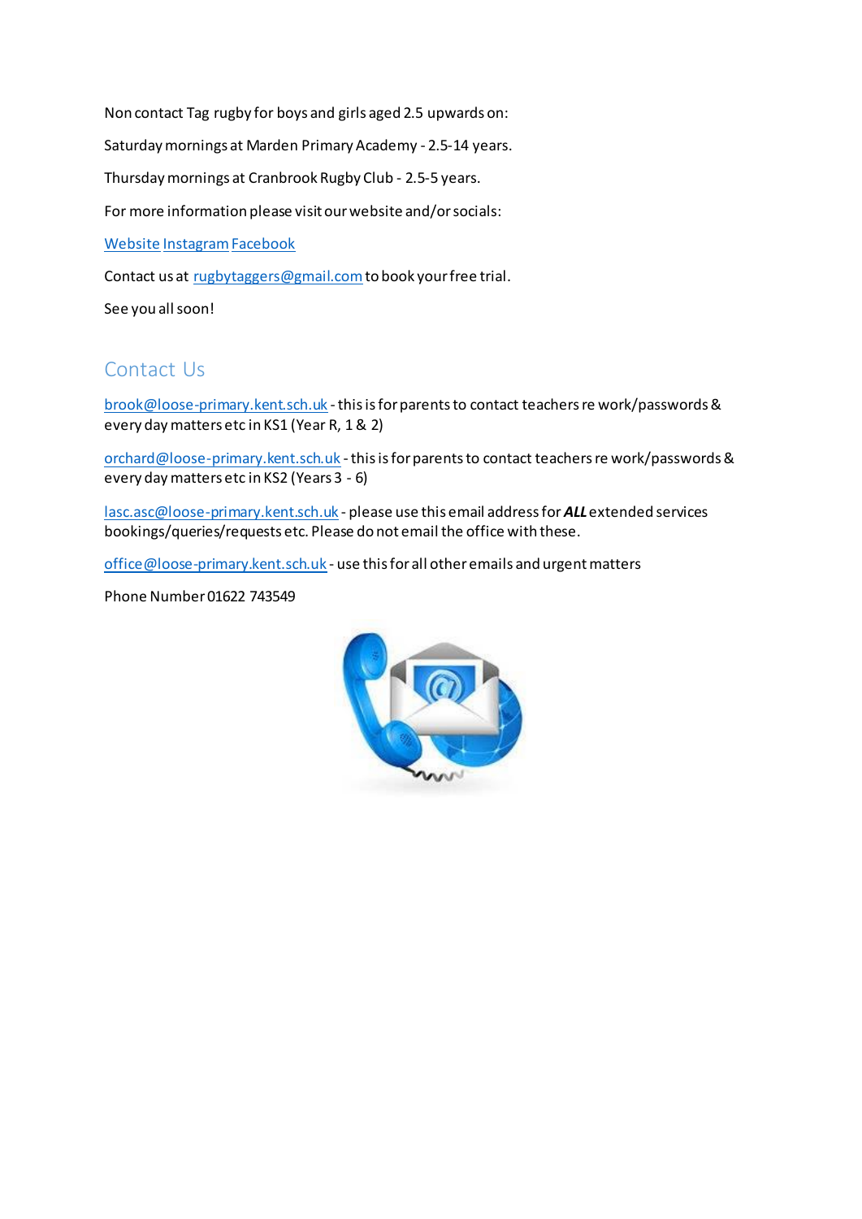Non contact Tag rugby for boys and girls aged 2.5 upwards on:

Saturday mornings at Marden Primary Academy - 2.5-14 years.

Thursday mornings at Cranbrook Rugby Club - 2.5-5 years.

For more information please visit our website and/or socials:

Website Instagram Facebook

Contact us at rugbytaggers@gmail.com to book your free trial.

See you all soon!

## Contact Us

brook@loose-primary.kent.sch.uk - this is for parents to contact teachers re work/passwords & every day matters etc in KS1 (Year R, 1 & 2)

orchard@loose-primary.kent.sch.uk - this is for parents to contact teachers re work/passwords & every day matters etc in KS2 (Years 3 - 6)

lasc.asc@loose-primary.kent.sch.uk - please use this email address for ***ALL*** extended services bookings/queries/requests etc. Please do not email the office with these.

office@loose-primary.kent.sch.uk - use this for all other emails and urgent matters

Phone Number 01622 743549